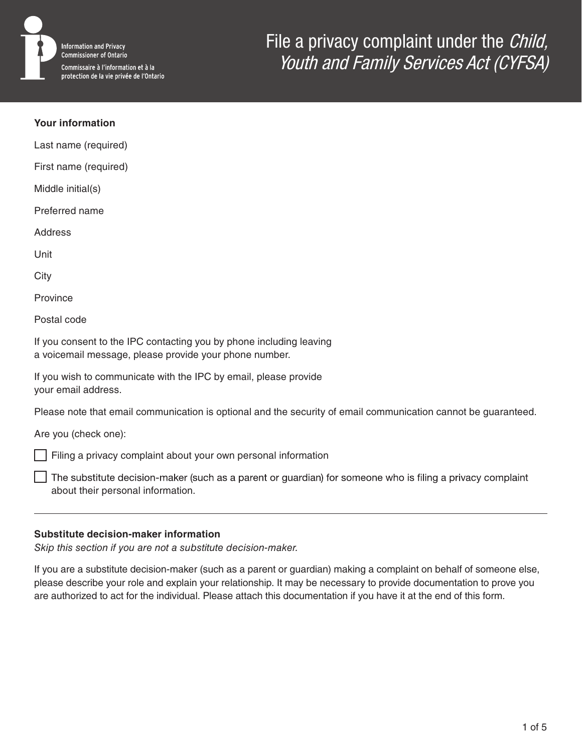Information and Privacy Commissioner of Ontario

Commissaire à l'information et à la protection de la vie privée de l'Ontario

# File a privacy complaint under the *Child, Youth and Family Services Act (CYFSA)*

## Your information

Last name (required)

First name (required)

Middle initial(s)

Preferred name

Address

Unit

City

Province

Postal code

If you consent to the IPC contacting you by phone including leaving a voicemail message, please provide your phone number.

If you wish to communicate with the IPC by email, please provide your email address.

Please note that email communication is optional and the security of email communication cannot be guaranteed.

Are you (check one):

- [ ] Filing a privacy complaint about your own personal information
- [ ] The substitute decision-maker (such as a parent or guardian) for someone who is filing a privacy complaint about their personal information.

---

## Substitute decision-maker information

*Skip this section if you are not a substitute decision-maker.*

If you are a substitute decision-maker (such as a parent or guardian) making a complaint on behalf of someone else, please describe your role and explain your relationship. It may be necessary to provide documentation to prove you are authorized to act for the individual. Please attach this documentation if you have it at the end of this form.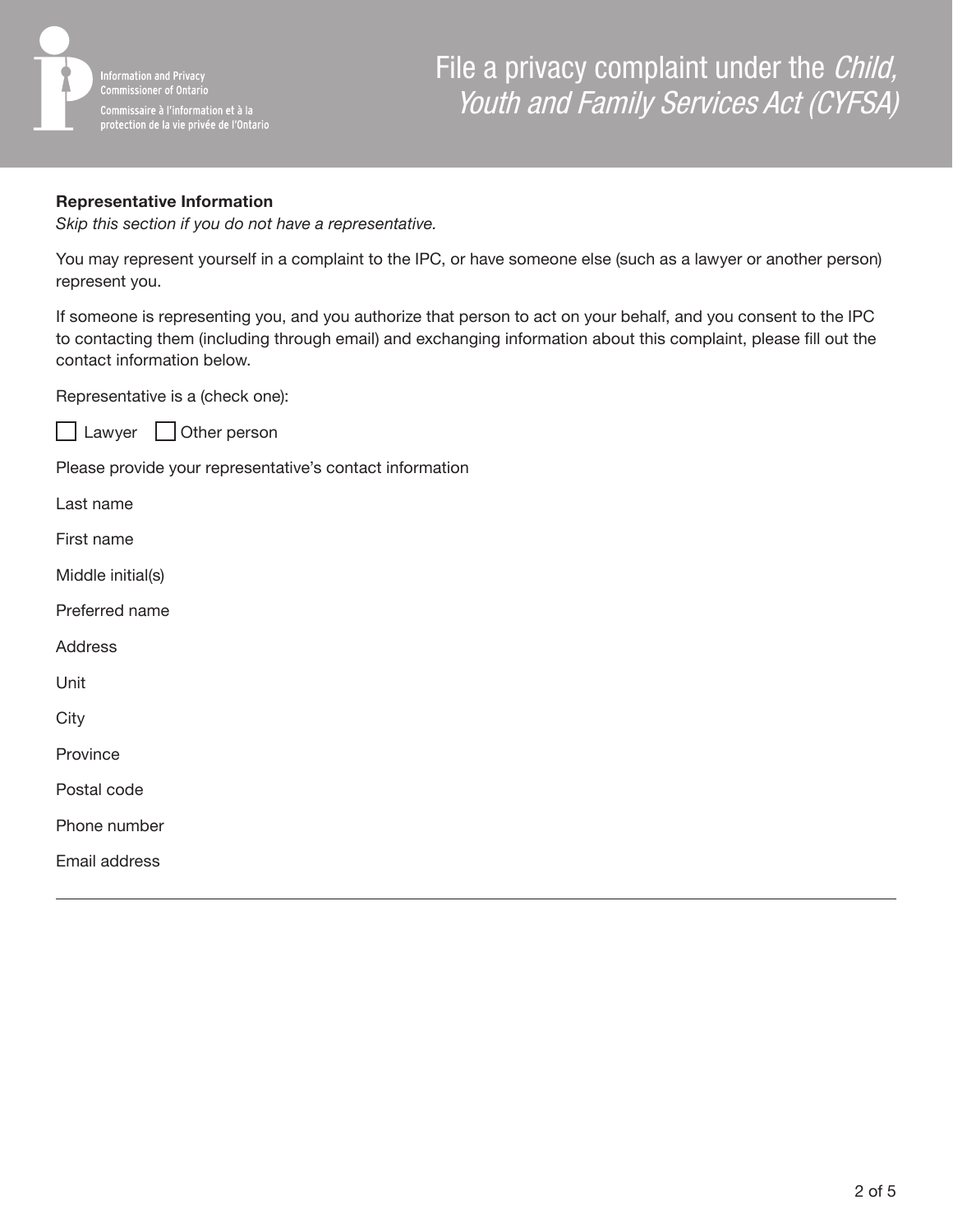# File a privacy complaint under the *Child, Youth and Family Services Act (CYFSA)*

**Representative Information**

*Skip this section if you do not have a representative.*

You may represent yourself in a complaint to the IPC, or have someone else (such as a lawyer or another person) represent you.

If someone is representing you, and you authorize that person to act on your behalf, and you consent to the IPC to contacting them (including through email) and exchanging information about this complaint, please fill out the contact information below.

Representative is a (check one):

- [ ] Lawyer
- [ ] Other person

Please provide your representative's contact information

Last name

First name

Middle initial(s)

Preferred name

Address

Unit

City

Province

Postal code

Phone number

Email address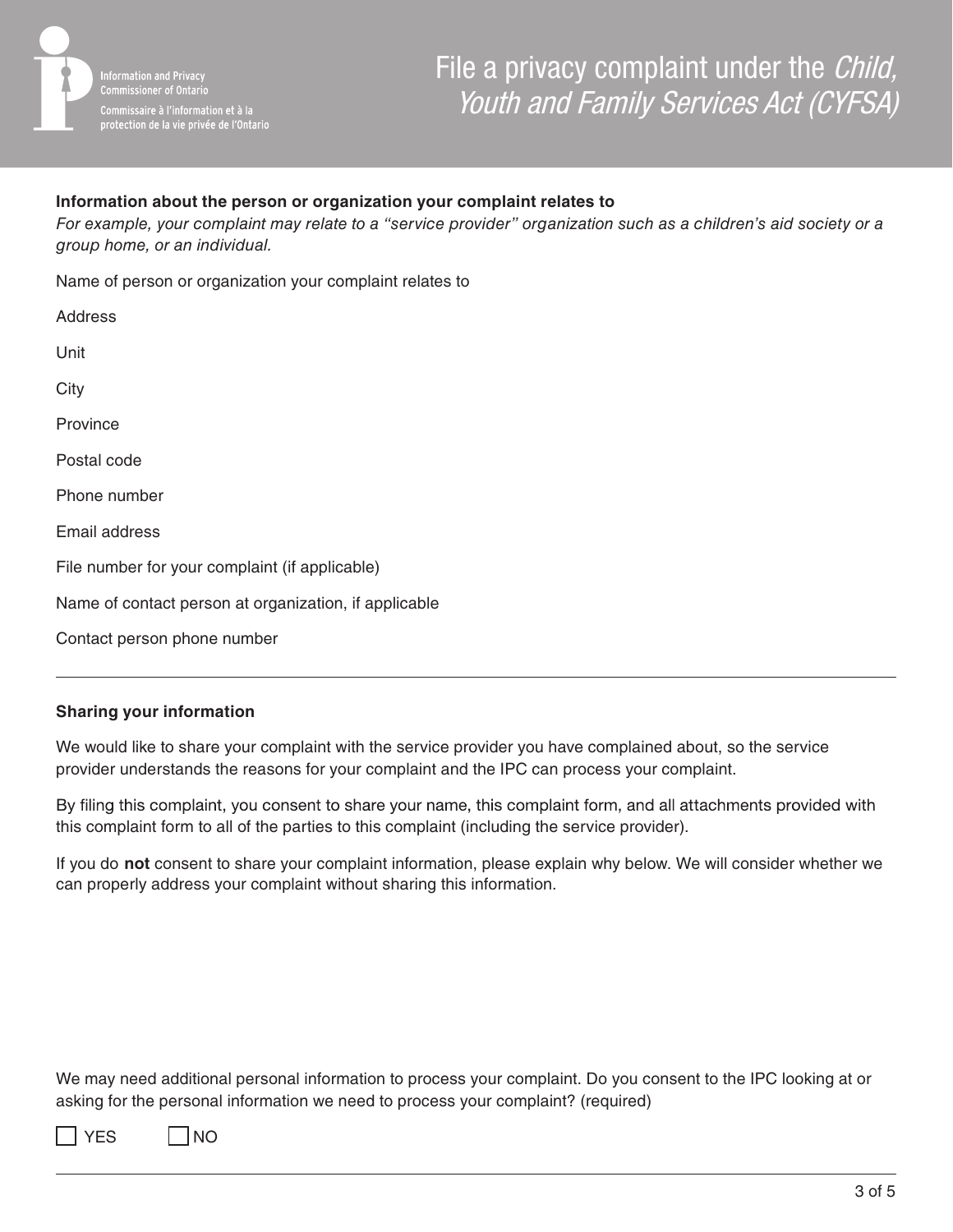# File a privacy complaint under the *Child, Youth and Family Services Act (CYFSA)*

**Information about the person or organization your complaint relates to**

*For example, your complaint may relate to a "service provider" organization such as a children's aid society or a group home, or an individual.*

Name of person or organization your complaint relates to

Address

Unit

City

Province

Postal code

Phone number

Email address

File number for your complaint (if applicable)

Name of contact person at organization, if applicable

Contact person phone number

---

**Sharing your information**

We would like to share your complaint with the service provider you have complained about, so the service provider understands the reasons for your complaint and the IPC can process your complaint.

By filing this complaint, you consent to share your name, this complaint form, and all attachments provided with this complaint form to all of the parties to this complaint (including the service provider).

If you do **not** consent to share your complaint information, please explain why below. We will consider whether we can properly address your complaint without sharing this information.

We may need additional personal information to process your complaint. Do you consent to the IPC looking at or asking for the personal information we need to process your complaint? (required)

☐ YES ☐ NO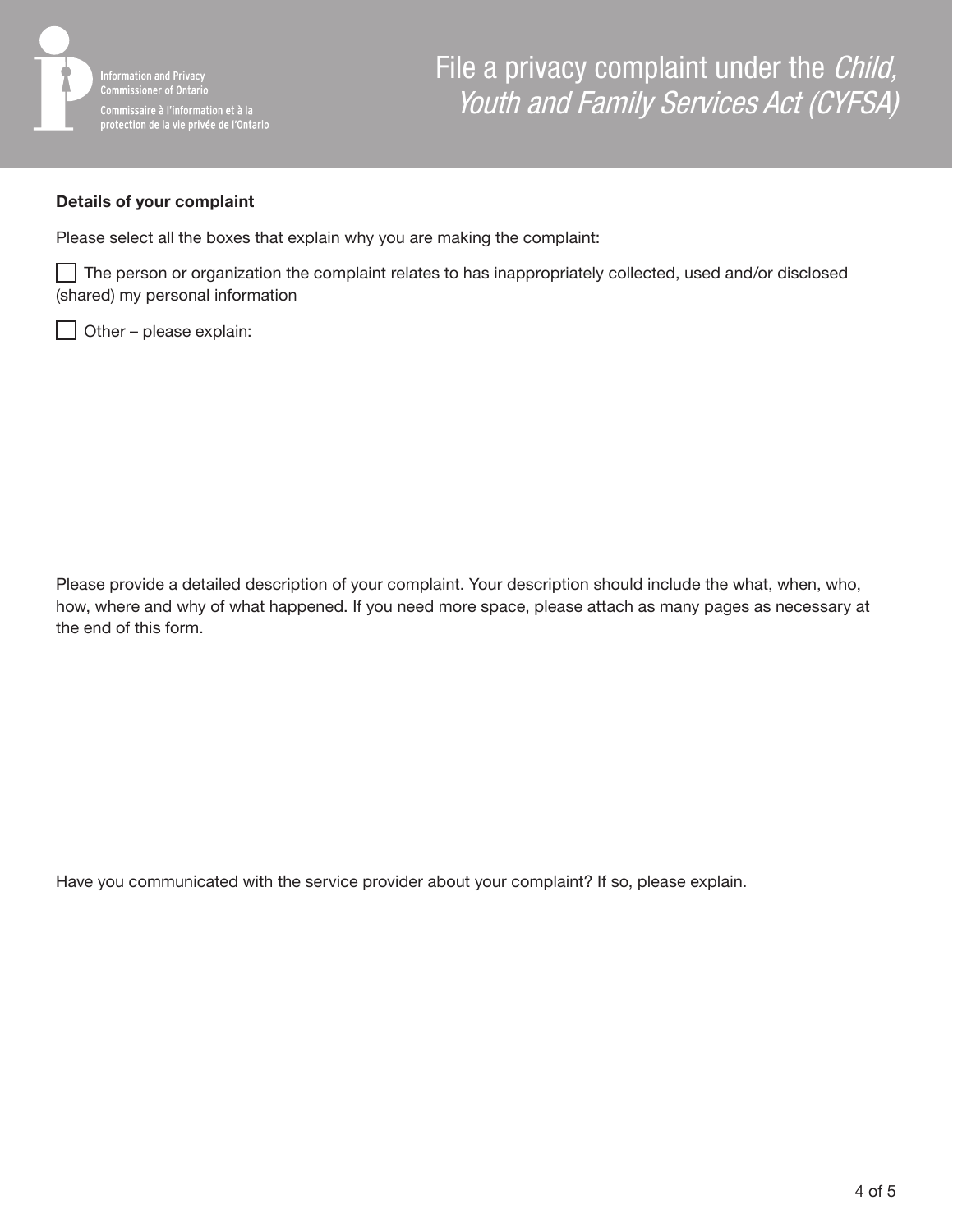**Details of your complaint**

Please select all the boxes that explain why you are making the complaint:

☐ The person or organization the complaint relates to has inappropriately collected, used and/or disclosed (shared) my personal information

☐ Other – please explain:

Please provide a detailed description of your complaint. Your description should include the what, when, who, how, where and why of what happened. If you need more space, please attach as many pages as necessary at the end of this form.

Have you communicated with the service provider about your complaint? If so, please explain.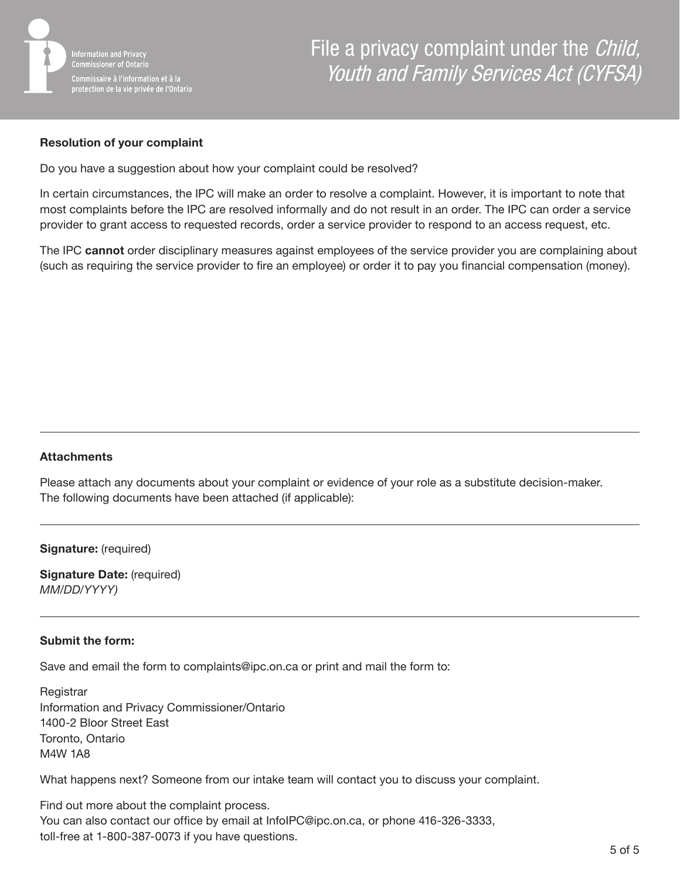**Resolution of your complaint**

Do you have a suggestion about how your complaint could be resolved?

In certain circumstances, the IPC will make an order to resolve a complaint. However, it is important to note that most complaints before the IPC are resolved informally and do not result in an order. The IPC can order a service provider to grant access to requested records, order a service provider to respond to an access request, etc.

The IPC **cannot** order disciplinary measures against employees of the service provider you are complaining about (such as requiring the service provider to fire an employee) or order it to pay you financial compensation (money).

---

**Attachments**

Please attach any documents about your complaint or evidence of your role as a substitute decision-maker.
The following documents have been attached (if applicable):

---

**Signature:** (required)

**Signature Date:** (required)
*MM/DD/YYYY)*

---

**Submit the form:**

Save and email the form to complaints@ipc.on.ca or print and mail the form to:

Registrar
Information and Privacy Commissioner/Ontario
1400-2 Bloor Street East
Toronto, Ontario
M4W 1A8

What happens next? Someone from our intake team will contact you to discuss your complaint.

Find out more about the complaint process.
You can also contact our office by email at InfoIPC@ipc.on.ca, or phone 416-326-3333, toll-free at 1-800-387-0073 if you have questions.